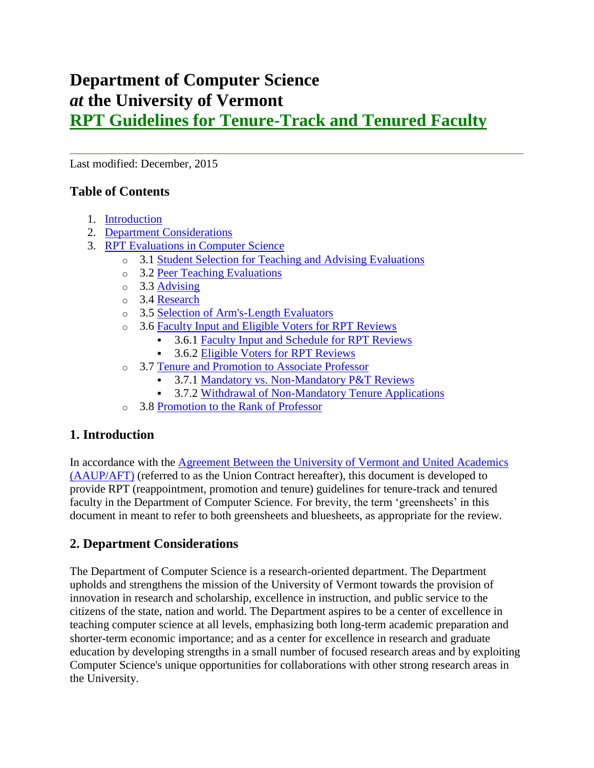# Department of Computer Science
# *at* the University of Vermont
# RPT Guidelines for Tenure-Track and Tenured Faculty

---

Last modified: December, 2015

### Table of Contents

1. Introduction
2. Department Considerations
3. RPT Evaluations in Computer Science
   - 3.1 Student Selection for Teaching and Advising Evaluations
   - 3.2 Peer Teaching Evaluations
   - 3.3 Advising
   - 3.4 Research
   - 3.5 Selection of Arm's-Length Evaluators
   - 3.6 Faculty Input and Eligible Voters for RPT Reviews
     - 3.6.1 Faculty Input and Schedule for RPT Reviews
     - 3.6.2 Eligible Voters for RPT Reviews
   - 3.7 Tenure and Promotion to Associate Professor
     - 3.7.1 Mandatory vs. Non-Mandatory P&T Reviews
     - 3.7.2 Withdrawal of Non-Mandatory Tenure Applications
   - 3.8 Promotion to the Rank of Professor

## 1. Introduction

In accordance with the Agreement Between the University of Vermont and United Academics (AAUP/AFT) (referred to as the Union Contract hereafter), this document is developed to provide RPT (reappointment, promotion and tenure) guidelines for tenure-track and tenured faculty in the Department of Computer Science. For brevity, the term 'greensheets' in this document in meant to refer to both greensheets and bluesheets, as appropriate for the review.

## 2. Department Considerations

The Department of Computer Science is a research-oriented department. The Department upholds and strengthens the mission of the University of Vermont towards the provision of innovation in research and scholarship, excellence in instruction, and public service to the citizens of the state, nation and world. The Department aspires to be a center of excellence in teaching computer science at all levels, emphasizing both long-term academic preparation and shorter-term economic importance; and as a center for excellence in research and graduate education by developing strengths in a small number of focused research areas and by exploiting Computer Science's unique opportunities for collaborations with other strong research areas in the University.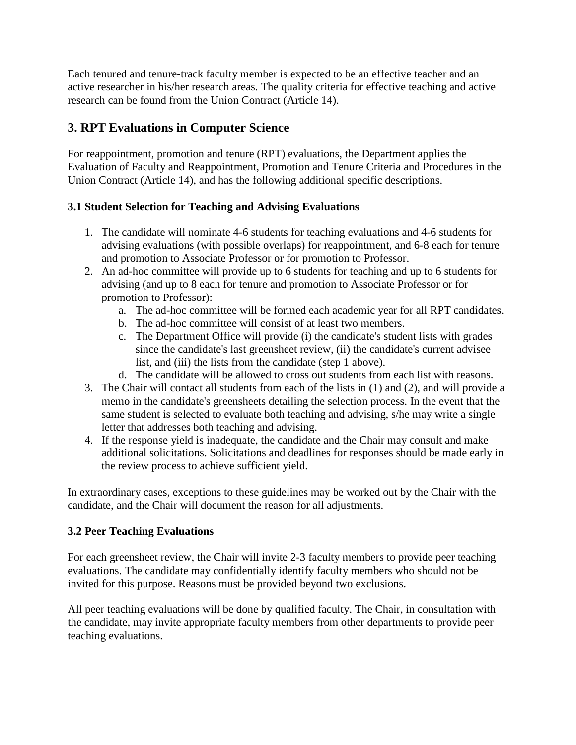Each tenured and tenure-track faculty member is expected to be an effective teacher and an active researcher in his/her research areas. The quality criteria for effective teaching and active research can be found from the Union Contract (Article 14).

## 3. RPT Evaluations in Computer Science

For reappointment, promotion and tenure (RPT) evaluations, the Department applies the Evaluation of Faculty and Reappointment, Promotion and Tenure Criteria and Procedures in the Union Contract (Article 14), and has the following additional specific descriptions.

### 3.1 Student Selection for Teaching and Advising Evaluations

1. The candidate will nominate 4-6 students for teaching evaluations and 4-6 students for advising evaluations (with possible overlaps) for reappointment, and 6-8 each for tenure and promotion to Associate Professor or for promotion to Professor.
2. An ad-hoc committee will provide up to 6 students for teaching and up to 6 students for advising (and up to 8 each for tenure and promotion to Associate Professor or for promotion to Professor):
   a. The ad-hoc committee will be formed each academic year for all RPT candidates.
   b. The ad-hoc committee will consist of at least two members.
   c. The Department Office will provide (i) the candidate's student lists with grades since the candidate's last greensheet review, (ii) the candidate's current advisee list, and (iii) the lists from the candidate (step 1 above).
   d. The candidate will be allowed to cross out students from each list with reasons.
3. The Chair will contact all students from each of the lists in (1) and (2), and will provide a memo in the candidate's greensheets detailing the selection process. In the event that the same student is selected to evaluate both teaching and advising, s/he may write a single letter that addresses both teaching and advising.
4. If the response yield is inadequate, the candidate and the Chair may consult and make additional solicitations. Solicitations and deadlines for responses should be made early in the review process to achieve sufficient yield.

In extraordinary cases, exceptions to these guidelines may be worked out by the Chair with the candidate, and the Chair will document the reason for all adjustments.

### 3.2 Peer Teaching Evaluations

For each greensheet review, the Chair will invite 2-3 faculty members to provide peer teaching evaluations. The candidate may confidentially identify faculty members who should not be invited for this purpose. Reasons must be provided beyond two exclusions.

All peer teaching evaluations will be done by qualified faculty. The Chair, in consultation with the candidate, may invite appropriate faculty members from other departments to provide peer teaching evaluations.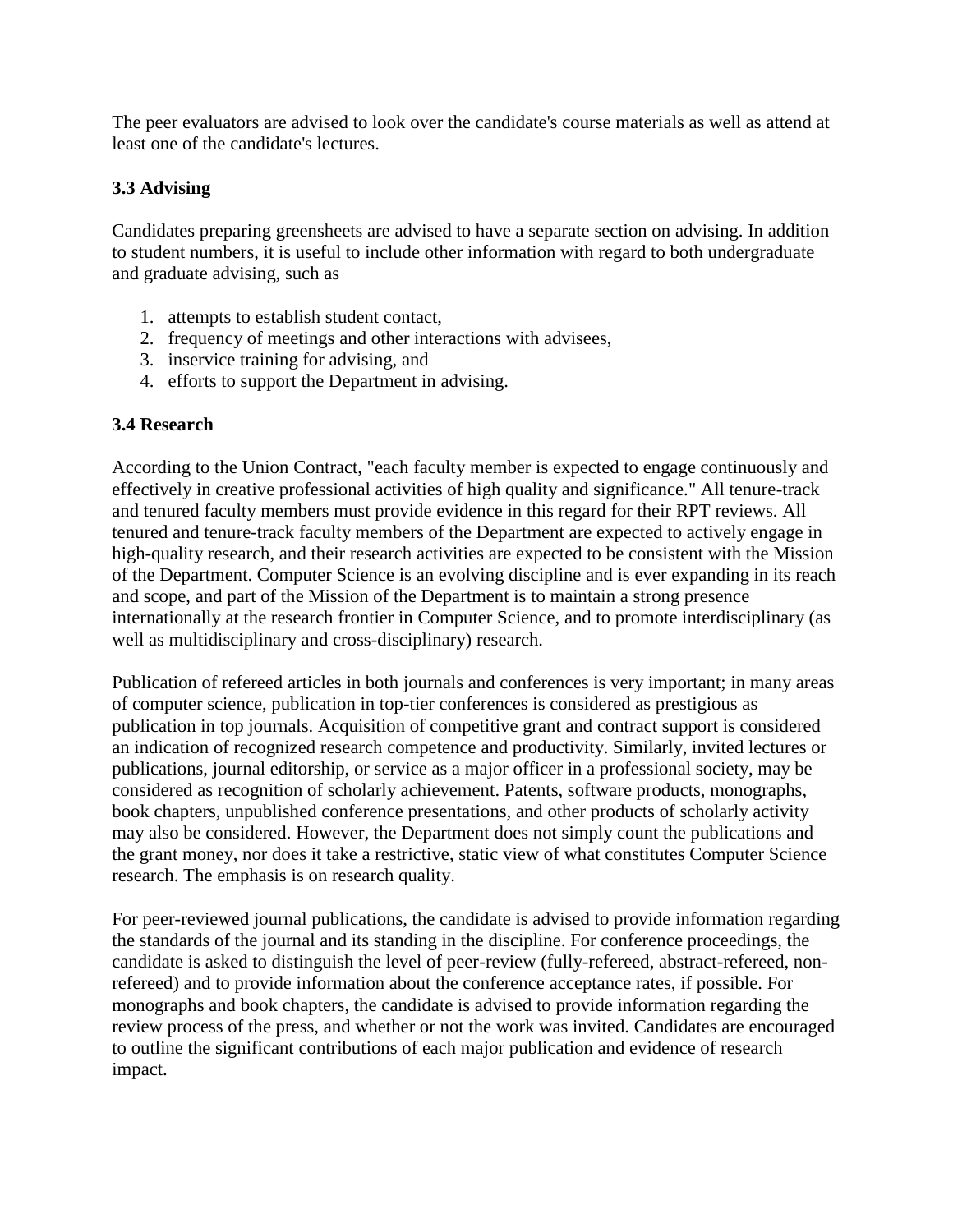The peer evaluators are advised to look over the candidate's course materials as well as attend at least one of the candidate's lectures.

### 3.3 Advising

Candidates preparing greensheets are advised to have a separate section on advising. In addition to student numbers, it is useful to include other information with regard to both undergraduate and graduate advising, such as

1. attempts to establish student contact,
2. frequency of meetings and other interactions with advisees,
3. inservice training for advising, and
4. efforts to support the Department in advising.

### 3.4 Research

According to the Union Contract, "each faculty member is expected to engage continuously and effectively in creative professional activities of high quality and significance." All tenure-track and tenured faculty members must provide evidence in this regard for their RPT reviews. All tenured and tenure-track faculty members of the Department are expected to actively engage in high-quality research, and their research activities are expected to be consistent with the Mission of the Department. Computer Science is an evolving discipline and is ever expanding in its reach and scope, and part of the Mission of the Department is to maintain a strong presence internationally at the research frontier in Computer Science, and to promote interdisciplinary (as well as multidisciplinary and cross-disciplinary) research.

Publication of refereed articles in both journals and conferences is very important; in many areas of computer science, publication in top-tier conferences is considered as prestigious as publication in top journals. Acquisition of competitive grant and contract support is considered an indication of recognized research competence and productivity. Similarly, invited lectures or publications, journal editorship, or service as a major officer in a professional society, may be considered as recognition of scholarly achievement. Patents, software products, monographs, book chapters, unpublished conference presentations, and other products of scholarly activity may also be considered. However, the Department does not simply count the publications and the grant money, nor does it take a restrictive, static view of what constitutes Computer Science research. The emphasis is on research quality.

For peer-reviewed journal publications, the candidate is advised to provide information regarding the standards of the journal and its standing in the discipline. For conference proceedings, the candidate is asked to distinguish the level of peer-review (fully-refereed, abstract-refereed, non-refereed) and to provide information about the conference acceptance rates, if possible. For monographs and book chapters, the candidate is advised to provide information regarding the review process of the press, and whether or not the work was invited. Candidates are encouraged to outline the significant contributions of each major publication and evidence of research impact.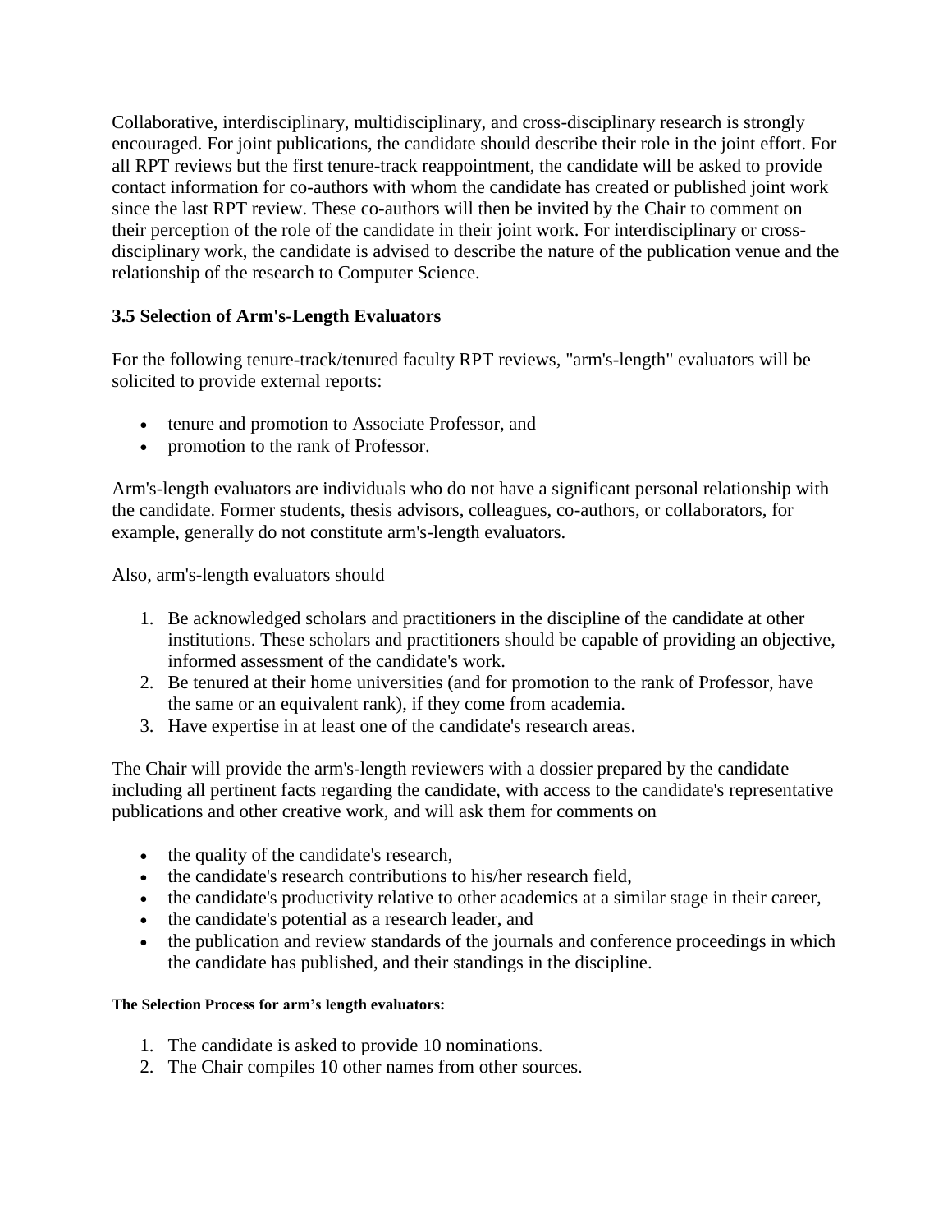Collaborative, interdisciplinary, multidisciplinary, and cross-disciplinary research is strongly encouraged. For joint publications, the candidate should describe their role in the joint effort. For all RPT reviews but the first tenure-track reappointment, the candidate will be asked to provide contact information for co-authors with whom the candidate has created or published joint work since the last RPT review. These co-authors will then be invited by the Chair to comment on their perception of the role of the candidate in their joint work. For interdisciplinary or cross-disciplinary work, the candidate is advised to describe the nature of the publication venue and the relationship of the research to Computer Science.

### 3.5 Selection of Arm's-Length Evaluators

For the following tenure-track/tenured faculty RPT reviews, "arm's-length" evaluators will be solicited to provide external reports:

- tenure and promotion to Associate Professor, and
- promotion to the rank of Professor.

Arm's-length evaluators are individuals who do not have a significant personal relationship with the candidate. Former students, thesis advisors, colleagues, co-authors, or collaborators, for example, generally do not constitute arm's-length evaluators.

Also, arm's-length evaluators should

1. Be acknowledged scholars and practitioners in the discipline of the candidate at other institutions. These scholars and practitioners should be capable of providing an objective, informed assessment of the candidate's work.
2. Be tenured at their home universities (and for promotion to the rank of Professor, have the same or an equivalent rank), if they come from academia.
3. Have expertise in at least one of the candidate's research areas.

The Chair will provide the arm's-length reviewers with a dossier prepared by the candidate including all pertinent facts regarding the candidate, with access to the candidate's representative publications and other creative work, and will ask them for comments on

- the quality of the candidate's research,
- the candidate's research contributions to his/her research field,
- the candidate's productivity relative to other academics at a similar stage in their career,
- the candidate's potential as a research leader, and
- the publication and review standards of the journals and conference proceedings in which the candidate has published, and their standings in the discipline.

**The Selection Process for arm's length evaluators:**

1. The candidate is asked to provide 10 nominations.
2. The Chair compiles 10 other names from other sources.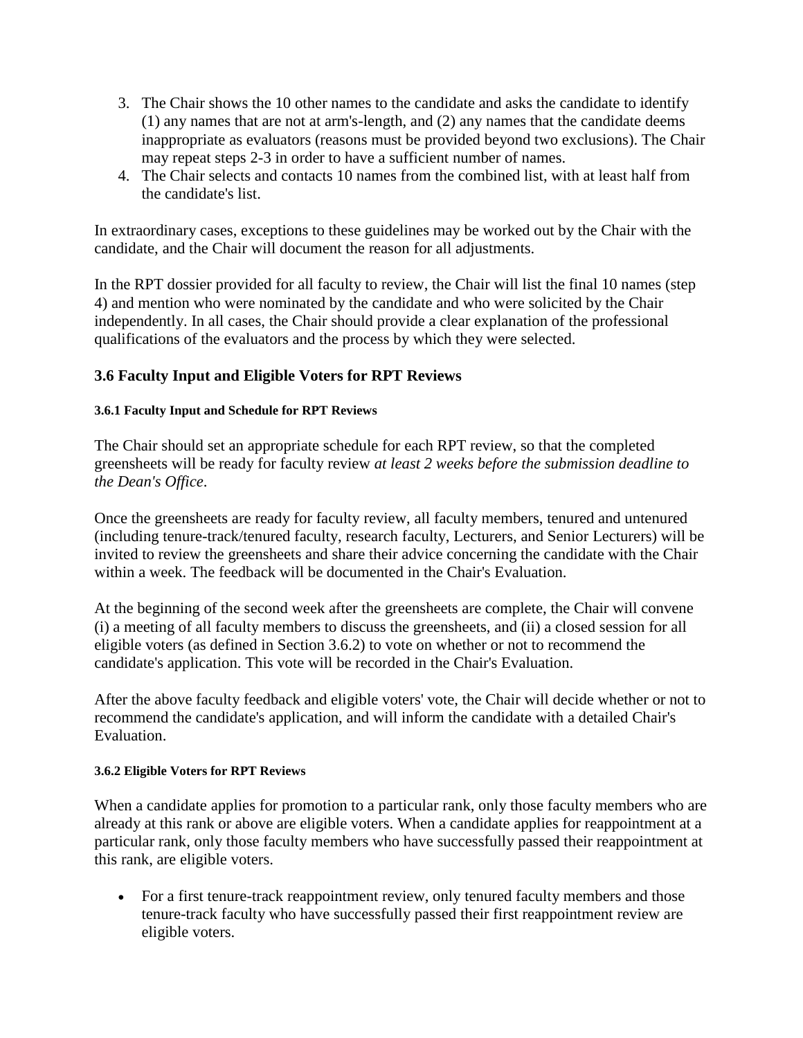3. The Chair shows the 10 other names to the candidate and asks the candidate to identify (1) any names that are not at arm's-length, and (2) any names that the candidate deems inappropriate as evaluators (reasons must be provided beyond two exclusions). The Chair may repeat steps 2-3 in order to have a sufficient number of names.
4. The Chair selects and contacts 10 names from the combined list, with at least half from the candidate's list.

In extraordinary cases, exceptions to these guidelines may be worked out by the Chair with the candidate, and the Chair will document the reason for all adjustments.

In the RPT dossier provided for all faculty to review, the Chair will list the final 10 names (step 4) and mention who were nominated by the candidate and who were solicited by the Chair independently. In all cases, the Chair should provide a clear explanation of the professional qualifications of the evaluators and the process by which they were selected.

## 3.6 Faculty Input and Eligible Voters for RPT Reviews

#### 3.6.1 Faculty Input and Schedule for RPT Reviews

The Chair should set an appropriate schedule for each RPT review, so that the completed greensheets will be ready for faculty review *at least 2 weeks before the submission deadline to the Dean's Office*.

Once the greensheets are ready for faculty review, all faculty members, tenured and untenured (including tenure-track/tenured faculty, research faculty, Lecturers, and Senior Lecturers) will be invited to review the greensheets and share their advice concerning the candidate with the Chair within a week. The feedback will be documented in the Chair's Evaluation.

At the beginning of the second week after the greensheets are complete, the Chair will convene (i) a meeting of all faculty members to discuss the greensheets, and (ii) a closed session for all eligible voters (as defined in Section 3.6.2) to vote on whether or not to recommend the candidate's application. This vote will be recorded in the Chair's Evaluation.

After the above faculty feedback and eligible voters' vote, the Chair will decide whether or not to recommend the candidate's application, and will inform the candidate with a detailed Chair's Evaluation.

#### 3.6.2 Eligible Voters for RPT Reviews

When a candidate applies for promotion to a particular rank, only those faculty members who are already at this rank or above are eligible voters. When a candidate applies for reappointment at a particular rank, only those faculty members who have successfully passed their reappointment at this rank, are eligible voters.

- For a first tenure-track reappointment review, only tenured faculty members and those tenure-track faculty who have successfully passed their first reappointment review are eligible voters.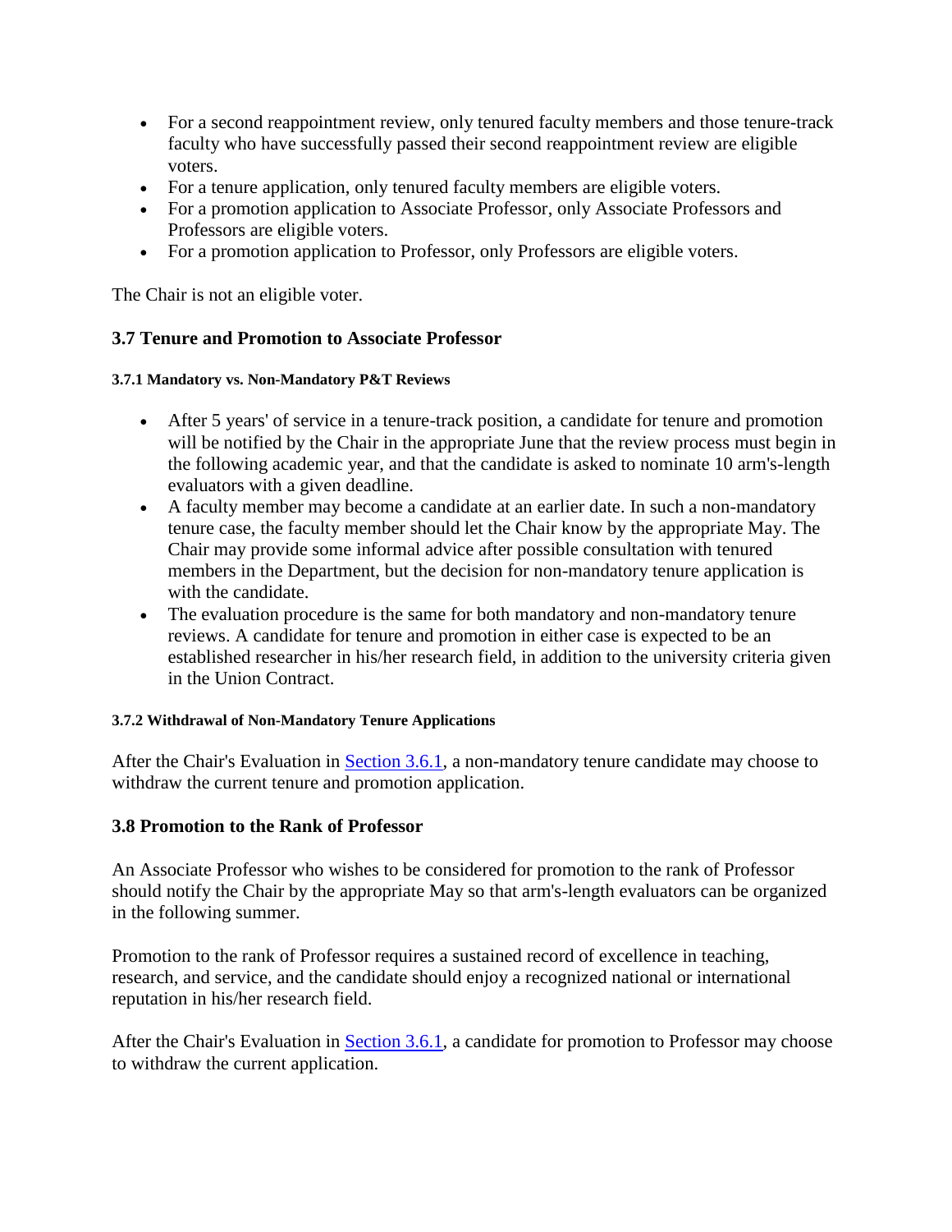- For a second reappointment review, only tenured faculty members and those tenure-track faculty who have successfully passed their second reappointment review are eligible voters.
- For a tenure application, only tenured faculty members are eligible voters.
- For a promotion application to Associate Professor, only Associate Professors and Professors are eligible voters.
- For a promotion application to Professor, only Professors are eligible voters.

The Chair is not an eligible voter.

### 3.7 Tenure and Promotion to Associate Professor

#### 3.7.1 Mandatory vs. Non-Mandatory P&T Reviews

- After 5 years' of service in a tenure-track position, a candidate for tenure and promotion will be notified by the Chair in the appropriate June that the review process must begin in the following academic year, and that the candidate is asked to nominate 10 arm's-length evaluators with a given deadline.
- A faculty member may become a candidate at an earlier date. In such a non-mandatory tenure case, the faculty member should let the Chair know by the appropriate May. The Chair may provide some informal advice after possible consultation with tenured members in the Department, but the decision for non-mandatory tenure application is with the candidate.
- The evaluation procedure is the same for both mandatory and non-mandatory tenure reviews. A candidate for tenure and promotion in either case is expected to be an established researcher in his/her research field, in addition to the university criteria given in the Union Contract.

#### 3.7.2 Withdrawal of Non-Mandatory Tenure Applications

After the Chair's Evaluation in Section 3.6.1, a non-mandatory tenure candidate may choose to withdraw the current tenure and promotion application.

### 3.8 Promotion to the Rank of Professor

An Associate Professor who wishes to be considered for promotion to the rank of Professor should notify the Chair by the appropriate May so that arm's-length evaluators can be organized in the following summer.

Promotion to the rank of Professor requires a sustained record of excellence in teaching, research, and service, and the candidate should enjoy a recognized national or international reputation in his/her research field.

After the Chair's Evaluation in Section 3.6.1, a candidate for promotion to Professor may choose to withdraw the current application.